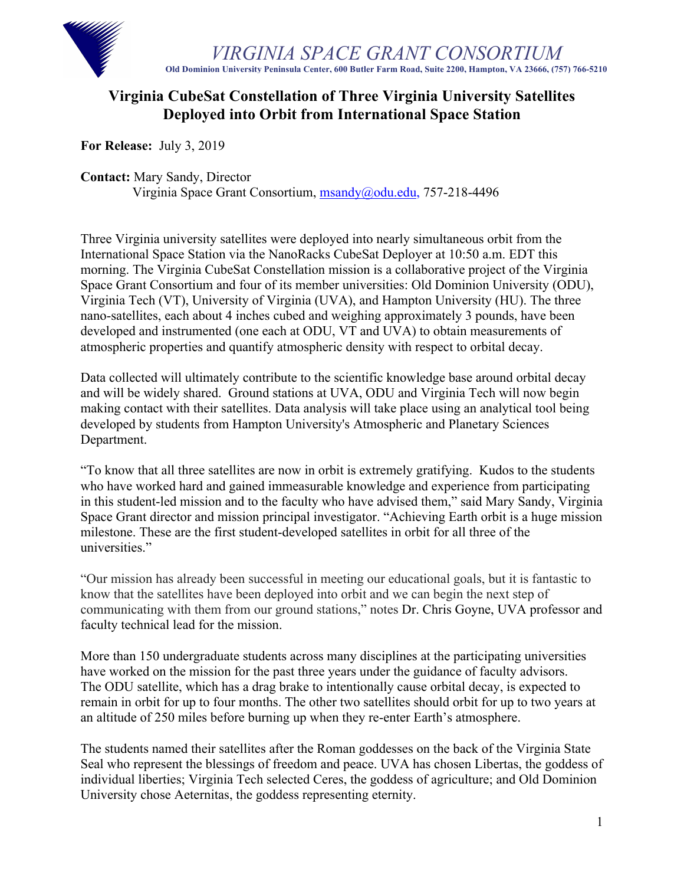# VIRGINIA SPACE GRANT CONSORTIUM

**Old Dominion University Peninsula Center, 600 Butler Farm Road, Suite 2200, Hampton, VA 23666, (757) 766-5210**

## Virginia CubeSat Constellation of Three Virginia University Satellites Deployed into Orbit from International Space Station

**For Release:** July 3, 2019

**Contact:** Mary Sandy, Director
Virginia Space Grant Consortium, msandy@odu.edu, 757-218-4496

Three Virginia university satellites were deployed into nearly simultaneous orbit from the International Space Station via the NanoRacks CubeSat Deployer at 10:50 a.m. EDT this morning. The Virginia CubeSat Constellation mission is a collaborative project of the Virginia Space Grant Consortium and four of its member universities: Old Dominion University (ODU), Virginia Tech (VT), University of Virginia (UVA), and Hampton University (HU). The three nano-satellites, each about 4 inches cubed and weighing approximately 3 pounds, have been developed and instrumented (one each at ODU, VT and UVA) to obtain measurements of atmospheric properties and quantify atmospheric density with respect to orbital decay.

Data collected will ultimately contribute to the scientific knowledge base around orbital decay and will be widely shared. Ground stations at UVA, ODU and Virginia Tech will now begin making contact with their satellites. Data analysis will take place using an analytical tool being developed by students from Hampton University's Atmospheric and Planetary Sciences Department.

"To know that all three satellites are now in orbit is extremely gratifying. Kudos to the students who have worked hard and gained immeasurable knowledge and experience from participating in this student-led mission and to the faculty who have advised them," said Mary Sandy, Virginia Space Grant director and mission principal investigator. "Achieving Earth orbit is a huge mission milestone. These are the first student-developed satellites in orbit for all three of the universities."

"Our mission has already been successful in meeting our educational goals, but it is fantastic to know that the satellites have been deployed into orbit and we can begin the next step of communicating with them from our ground stations," notes Dr. Chris Goyne, UVA professor and faculty technical lead for the mission.

More than 150 undergraduate students across many disciplines at the participating universities have worked on the mission for the past three years under the guidance of faculty advisors. The ODU satellite, which has a drag brake to intentionally cause orbital decay, is expected to remain in orbit for up to four months. The other two satellites should orbit for up to two years at an altitude of 250 miles before burning up when they re-enter Earth's atmosphere.

The students named their satellites after the Roman goddesses on the back of the Virginia State Seal who represent the blessings of freedom and peace. UVA has chosen Libertas, the goddess of individual liberties; Virginia Tech selected Ceres, the goddess of agriculture; and Old Dominion University chose Aeternitas, the goddess representing eternity.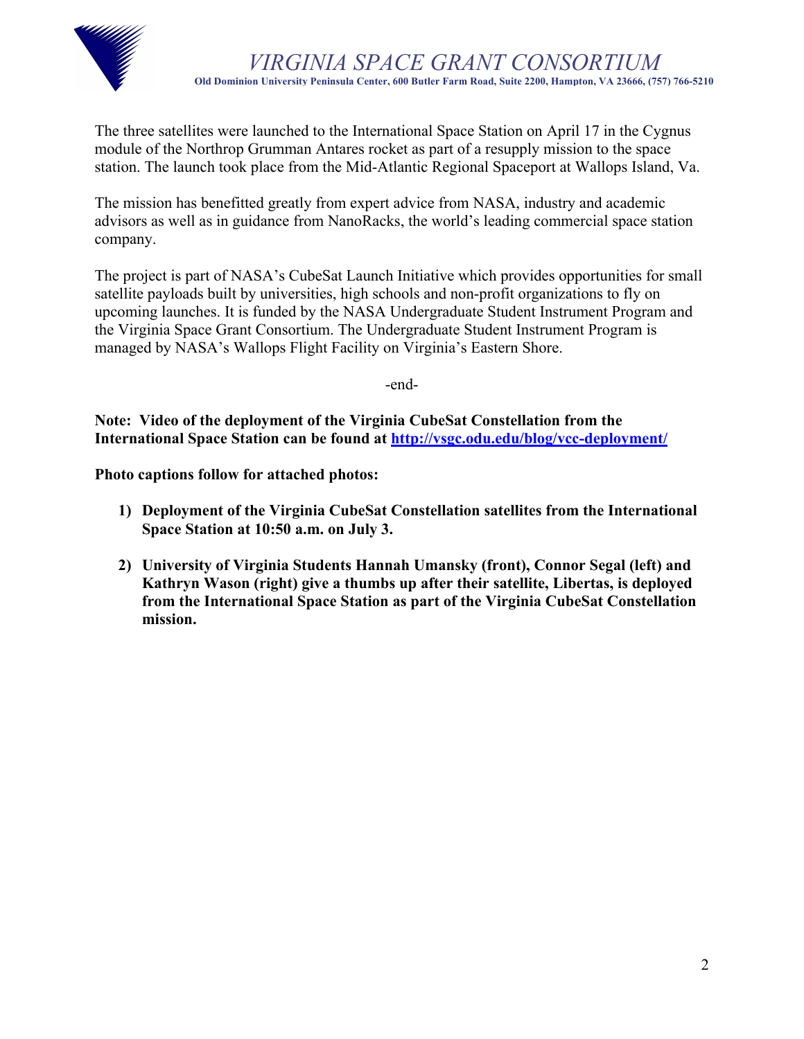The three satellites were launched to the International Space Station on April 17 in the Cygnus module of the Northrop Grumman Antares rocket as part of a resupply mission to the space station. The launch took place from the Mid-Atlantic Regional Spaceport at Wallops Island, Va.

The mission has benefitted greatly from expert advice from NASA, industry and academic advisors as well as in guidance from NanoRacks, the world's leading commercial space station company.

The project is part of NASA's CubeSat Launch Initiative which provides opportunities for small satellite payloads built by universities, high schools and non-profit organizations to fly on upcoming launches. It is funded by the NASA Undergraduate Student Instrument Program and the Virginia Space Grant Consortium. The Undergraduate Student Instrument Program is managed by NASA's Wallops Flight Facility on Virginia's Eastern Shore.

-end-

**Note: Video of the deployment of the Virginia CubeSat Constellation from the International Space Station can be found at [http://vsgc.odu.edu/blog/vcc-deployment/](http://vsgc.odu.edu/blog/vcc-deployment/)**

**Photo captions follow for attached photos:**

1) **Deployment of the Virginia CubeSat Constellation satellites from the International Space Station at 10:50 a.m. on July 3.**

2) **University of Virginia Students Hannah Umansky (front), Connor Segal (left) and Kathryn Wason (right) give a thumbs up after their satellite, Libertas, is deployed from the International Space Station as part of the Virginia CubeSat Constellation mission.**